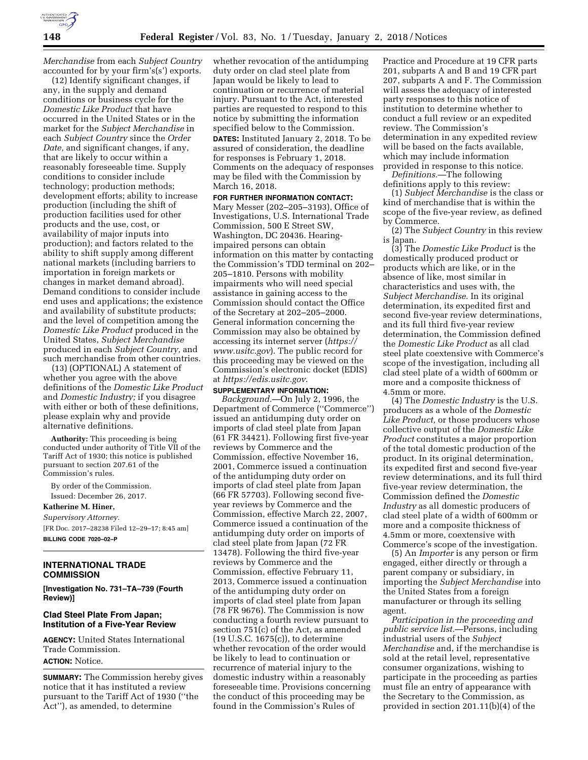*Merchandise* from each *Subject Country* accounted for by your firm's(s') exports.

(12) Identify significant changes, if any, in the supply and demand conditions or business cycle for the *Domestic Like Product* that have occurred in the United States or in the market for the *Subject Merchandise* in each *Subject Country* since the *Order Date,* and significant changes, if any, that are likely to occur within a reasonably foreseeable time. Supply conditions to consider include technology; production methods; development efforts; ability to increase production (including the shift of production facilities used for other products and the use, cost, or availability of major inputs into production); and factors related to the ability to shift supply among different national markets (including barriers to importation in foreign markets or changes in market demand abroad). Demand conditions to consider include end uses and applications; the existence and availability of substitute products; and the level of competition among the *Domestic Like Product* produced in the United States, *Subject Merchandise* produced in each *Subject Country,* and such merchandise from other countries.

(13) (OPTIONAL) A statement of whether you agree with the above definitions of the *Domestic Like Product* and *Domestic Industry;* if you disagree with either or both of these definitions, please explain why and provide alternative definitions.

**Authority:** This proceeding is being conducted under authority of Title VII of the Tariff Act of 1930; this notice is published pursuant to section 207.61 of the Commission's rules.

By order of the Commission.

Issued: December 26, 2017.

**Katherine M. Hiner,**

*Supervisory Attorney.*

[FR Doc. 2017–28238 Filed 12–29–17; 8:45 am]

**BILLING CODE 7020–02–P**

## INTERNATIONAL TRADE COMMISSION

**[Investigation No. 731–TA–739 (Fourth Review)]**

## Clad Steel Plate From Japan; Institution of a Five-Year Review

**AGENCY:** United States International Trade Commission.

**ACTION:** Notice.

**SUMMARY:** The Commission hereby gives notice that it has instituted a review pursuant to the Tariff Act of 1930 (''the Act''), as amended, to determine whether revocation of the antidumping duty order on clad steel plate from Japan would be likely to lead to continuation or recurrence of material injury. Pursuant to the Act, interested parties are requested to respond to this notice by submitting the information specified below to the Commission.

**DATES:** Instituted January 2, 2018. To be assured of consideration, the deadline for responses is February 1, 2018. Comments on the adequacy of responses may be filed with the Commission by March 16, 2018.

**FOR FURTHER INFORMATION CONTACT:** Mary Messer (202–205–3193), Office of Investigations, U.S. International Trade Commission, 500 E Street SW, Washington, DC 20436. Hearing-impaired persons can obtain information on this matter by contacting the Commission's TDD terminal on 202–205–1810. Persons with mobility impairments who will need special assistance in gaining access to the Commission should contact the Office of the Secretary at 202–205–2000. General information concerning the Commission may also be obtained by accessing its internet server (*https://www.usitc.gov*). The public record for this proceeding may be viewed on the Commission's electronic docket (EDIS) at *https://edis.usitc.gov*.

**SUPPLEMENTARY INFORMATION:**

*Background.*—On July 2, 1996, the Department of Commerce (''Commerce'') issued an antidumping duty order on imports of clad steel plate from Japan (61 FR 34421). Following first five-year reviews by Commerce and the Commission, effective November 16, 2001, Commerce issued a continuation of the antidumping duty order on imports of clad steel plate from Japan (66 FR 57703). Following second five-year reviews by Commerce and the Commission, effective March 22, 2007, Commerce issued a continuation of the antidumping duty order on imports of clad steel plate from Japan (72 FR 13478). Following the third five-year reviews by Commerce and the Commission, effective February 11, 2013, Commerce issued a continuation of the antidumping duty order on imports of clad steel plate from Japan (78 FR 9676). The Commission is now conducting a fourth review pursuant to section 751(c) of the Act, as amended (19 U.S.C. 1675(c)), to determine whether revocation of the order would be likely to lead to continuation or recurrence of material injury to the domestic industry within a reasonably foreseeable time. Provisions concerning the conduct of this proceeding may be found in the Commission's Rules of Practice and Procedure at 19 CFR parts 201, subparts A and B and 19 CFR part 207, subparts A and F. The Commission will assess the adequacy of interested party responses to this notice of institution to determine whether to conduct a full review or an expedited review. The Commission's determination in any expedited review will be based on the facts available, which may include information provided in response to this notice.

*Definitions.*—The following definitions apply to this review:

(1) *Subject Merchandise* is the class or kind of merchandise that is within the scope of the five-year review, as defined by Commerce.

(2) The *Subject Country* in this review is Japan.

(3) The *Domestic Like Product* is the domestically produced product or products which are like, or in the absence of like, most similar in characteristics and uses with, the *Subject Merchandise*. In its original determination, its expedited first and second five-year review determinations, and its full third five-year review determination, the Commission defined the *Domestic Like Product* as all clad steel plate coextensive with Commerce's scope of the investigation, including all clad steel plate of a width of 600mm or more and a composite thickness of 4.5mm or more.

(4) The *Domestic Industry* is the U.S. producers as a whole of the *Domestic Like Product,* or those producers whose collective output of the *Domestic Like Product* constitutes a major proportion of the total domestic production of the product. In its original determination, its expedited first and second five-year review determinations, and its full third five-year review determination, the Commission defined the *Domestic Industry* as all domestic producers of clad steel plate of a width of 600mm or more and a composite thickness of 4.5mm or more, coextensive with Commerce's scope of the investigation.

(5) An *Importer* is any person or firm engaged, either directly or through a parent company or subsidiary, in importing the *Subject Merchandise* into the United States from a foreign manufacturer or through its selling agent.

*Participation in the proceeding and public service list.*—Persons, including industrial users of the *Subject Merchandise* and, if the merchandise is sold at the retail level, representative consumer organizations, wishing to participate in the proceeding as parties must file an entry of appearance with the Secretary to the Commission, as provided in section 201.11(b)(4) of the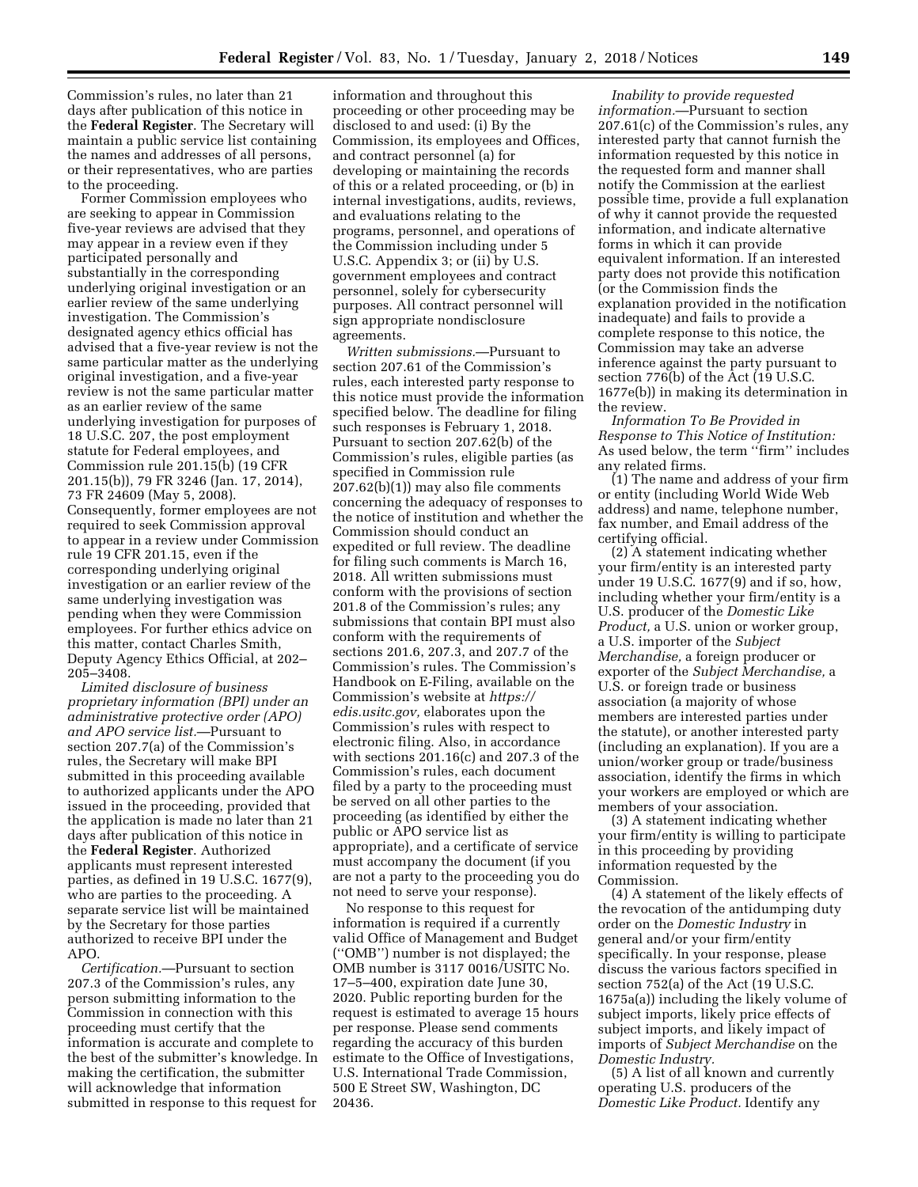Commission's rules, no later than 21 days after publication of this notice in the **Federal Register**. The Secretary will maintain a public service list containing the names and addresses of all persons, or their representatives, who are parties to the proceeding.

Former Commission employees who are seeking to appear in Commission five-year reviews are advised that they may appear in a review even if they participated personally and substantially in the corresponding underlying original investigation or an earlier review of the same underlying investigation. The Commission's designated agency ethics official has advised that a five-year review is not the same particular matter as the underlying original investigation, and a five-year review is not the same particular matter as an earlier review of the same underlying investigation for purposes of 18 U.S.C. 207, the post employment statute for Federal employees, and Commission rule 201.15(b) (19 CFR 201.15(b)), 79 FR 3246 (Jan. 17, 2014), 73 FR 24609 (May 5, 2008). Consequently, former employees are not required to seek Commission approval to appear in a review under Commission rule 19 CFR 201.15, even if the corresponding underlying original investigation or an earlier review of the same underlying investigation was pending when they were Commission employees. For further ethics advice on this matter, contact Charles Smith, Deputy Agency Ethics Official, at 202–205–3408.

*Limited disclosure of business proprietary information (BPI) under an administrative protective order (APO) and APO service list.*—Pursuant to section 207.7(a) of the Commission's rules, the Secretary will make BPI submitted in this proceeding available to authorized applicants under the APO issued in the proceeding, provided that the application is made no later than 21 days after publication of this notice in the **Federal Register**. Authorized applicants must represent interested parties, as defined in 19 U.S.C. 1677(9), who are parties to the proceeding. A separate service list will be maintained by the Secretary for those parties authorized to receive BPI under the APO.

*Certification.*—Pursuant to section 207.3 of the Commission's rules, any person submitting information to the Commission in connection with this proceeding must certify that the information is accurate and complete to the best of the submitter's knowledge. In making the certification, the submitter will acknowledge that information submitted in response to this request for information and throughout this proceeding or other proceeding may be disclosed to and used: (i) By the Commission, its employees and Offices, and contract personnel (a) for developing or maintaining the records of this or a related proceeding, or (b) in internal investigations, audits, reviews, and evaluations relating to the programs, personnel, and operations of the Commission including under 5 U.S.C. Appendix 3; or (ii) by U.S. government employees and contract personnel, solely for cybersecurity purposes. All contract personnel will sign appropriate nondisclosure agreements.

*Written submissions.*—Pursuant to section 207.61 of the Commission's rules, each interested party response to this notice must provide the information specified below. The deadline for filing such responses is February 1, 2018. Pursuant to section 207.62(b) of the Commission's rules, eligible parties (as specified in Commission rule 207.62(b)(1)) may also file comments concerning the adequacy of responses to the notice of institution and whether the Commission should conduct an expedited or full review. The deadline for filing such comments is March 16, 2018. All written submissions must conform with the provisions of section 201.8 of the Commission's rules; any submissions that contain BPI must also conform with the requirements of sections 201.6, 207.3, and 207.7 of the Commission's rules. The Commission's Handbook on E-Filing, available on the Commission's website at *https://edis.usitc.gov,* elaborates upon the Commission's rules with respect to electronic filing. Also, in accordance with sections 201.16(c) and 207.3 of the Commission's rules, each document filed by a party to the proceeding must be served on all other parties to the proceeding (as identified by either the public or APO service list as appropriate), and a certificate of service must accompany the document (if you are not a party to the proceeding you do not need to serve your response).

No response to this request for information is required if a currently valid Office of Management and Budget (''OMB'') number is not displayed; the OMB number is 3117 0016/USITC No. 17–5–400, expiration date June 30, 2020. Public reporting burden for the request is estimated to average 15 hours per response. Please send comments regarding the accuracy of this burden estimate to the Office of Investigations, U.S. International Trade Commission, 500 E Street SW, Washington, DC 20436.

*Inability to provide requested information.*—Pursuant to section 207.61(c) of the Commission's rules, any interested party that cannot furnish the information requested by this notice in the requested form and manner shall notify the Commission at the earliest possible time, provide a full explanation of why it cannot provide the requested information, and indicate alternative forms in which it can provide equivalent information. If an interested party does not provide this notification (or the Commission finds the explanation provided in the notification inadequate) and fails to provide a complete response to this notice, the Commission may take an adverse inference against the party pursuant to section 776(b) of the Act (19 U.S.C. 1677e(b)) in making its determination in the review.

*Information To Be Provided in Response to This Notice of Institution:* As used below, the term ''firm'' includes any related firms.

(1) The name and address of your firm or entity (including World Wide Web address) and name, telephone number, fax number, and Email address of the certifying official.

(2) A statement indicating whether your firm/entity is an interested party under 19 U.S.C. 1677(9) and if so, how, including whether your firm/entity is a U.S. producer of the *Domestic Like Product,* a U.S. union or worker group, a U.S. importer of the *Subject Merchandise,* a foreign producer or exporter of the *Subject Merchandise,* a U.S. or foreign trade or business association (a majority of whose members are interested parties under the statute), or another interested party (including an explanation). If you are a union/worker group or trade/business association, identify the firms in which your workers are employed or which are members of your association.

(3) A statement indicating whether your firm/entity is willing to participate in this proceeding by providing information requested by the Commission.

(4) A statement of the likely effects of the revocation of the antidumping duty order on the *Domestic Industry* in general and/or your firm/entity specifically. In your response, please discuss the various factors specified in section 752(a) of the Act (19 U.S.C. 1675a(a)) including the likely volume of subject imports, likely price effects of subject imports, and likely impact of imports of *Subject Merchandise* on the *Domestic Industry.*

(5) A list of all known and currently operating U.S. producers of the *Domestic Like Product.* Identify any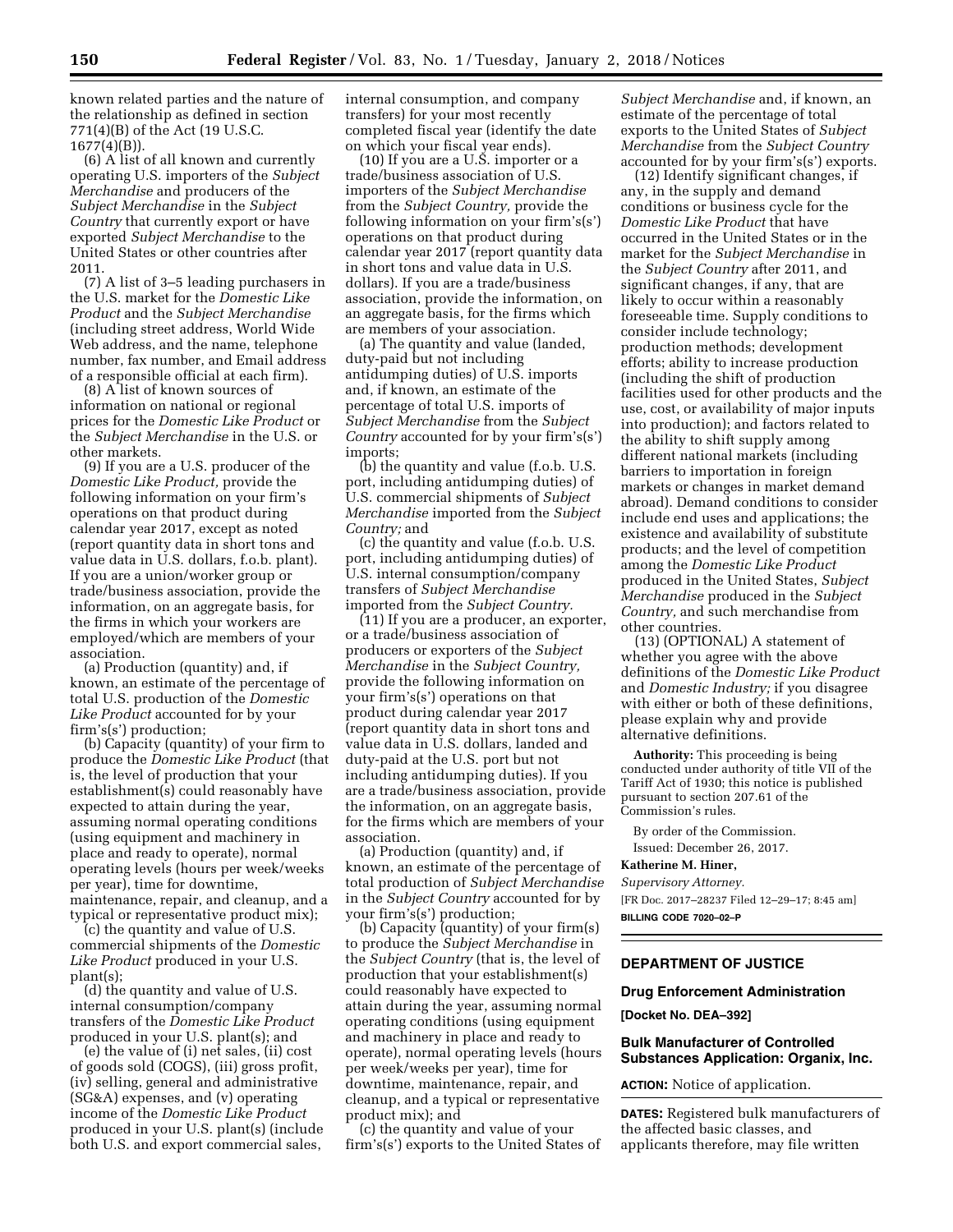known related parties and the nature of the relationship as defined in section 771(4)(B) of the Act (19 U.S.C. 1677(4)(B)).

(6) A list of all known and currently operating U.S. importers of the *Subject Merchandise* and producers of the *Subject Merchandise* in the *Subject Country* that currently export or have exported *Subject Merchandise* to the United States or other countries after 2011.

(7) A list of 3–5 leading purchasers in the U.S. market for the *Domestic Like Product* and the *Subject Merchandise* (including street address, World Wide Web address, and the name, telephone number, fax number, and Email address of a responsible official at each firm).

(8) A list of known sources of information on national or regional prices for the *Domestic Like Product* or the *Subject Merchandise* in the U.S. or other markets.

(9) If you are a U.S. producer of the *Domestic Like Product,* provide the following information on your firm's operations on that product during calendar year 2017, except as noted (report quantity data in short tons and value data in U.S. dollars, f.o.b. plant). If you are a union/worker group or trade/business association, provide the information, on an aggregate basis, for the firms in which your workers are employed/which are members of your association.

(a) Production (quantity) and, if known, an estimate of the percentage of total U.S. production of the *Domestic Like Product* accounted for by your firm's(s') production;

(b) Capacity (quantity) of your firm to produce the *Domestic Like Product* (that is, the level of production that your establishment(s) could reasonably have expected to attain during the year, assuming normal operating conditions (using equipment and machinery in place and ready to operate), normal operating levels (hours per week/weeks per year), time for downtime, maintenance, repair, and cleanup, and a typical or representative product mix);

(c) the quantity and value of U.S. commercial shipments of the *Domestic Like Product* produced in your U.S. plant(s);

(d) the quantity and value of U.S. internal consumption/company transfers of the *Domestic Like Product* produced in your U.S. plant(s); and

(e) the value of (i) net sales, (ii) cost of goods sold (COGS), (iii) gross profit, (iv) selling, general and administrative (SG&A) expenses, and (v) operating income of the *Domestic Like Product* produced in your U.S. plant(s) (include both U.S. and export commercial sales, internal consumption, and company transfers) for your most recently completed fiscal year (identify the date on which your fiscal year ends).

(10) If you are a U.S. importer or a trade/business association of U.S. importers of the *Subject Merchandise* from the *Subject Country,* provide the following information on your firm's(s') operations on that product during calendar year 2017 (report quantity data in short tons and value data in U.S. dollars). If you are a trade/business association, provide the information, on an aggregate basis, for the firms which are members of your association.

(a) The quantity and value (landed, duty-paid but not including antidumping duties) of U.S. imports and, if known, an estimate of the percentage of total U.S. imports of *Subject Merchandise* from the *Subject Country* accounted for by your firm's(s') imports;

(b) the quantity and value (f.o.b. U.S. port, including antidumping duties) of U.S. commercial shipments of *Subject Merchandise* imported from the *Subject Country;* and

(c) the quantity and value (f.o.b. U.S. port, including antidumping duties) of U.S. internal consumption/company transfers of *Subject Merchandise* imported from the *Subject Country.*

(11) If you are a producer, an exporter, or a trade/business association of producers or exporters of the *Subject Merchandise* in the *Subject Country,* provide the following information on your firm's(s') operations on that product during calendar year 2017 (report quantity data in short tons and value data in U.S. dollars, landed and duty-paid at the U.S. port but not including antidumping duties). If you are a trade/business association, provide the information, on an aggregate basis, for the firms which are members of your association.

(a) Production (quantity) and, if known, an estimate of the percentage of total production of *Subject Merchandise* in the *Subject Country* accounted for by your firm's(s') production;

(b) Capacity (quantity) of your firm(s) to produce the *Subject Merchandise* in the *Subject Country* (that is, the level of production that your establishment(s) could reasonably have expected to attain during the year, assuming normal operating conditions (using equipment and machinery in place and ready to operate), normal operating levels (hours per week/weeks per year), time for downtime, maintenance, repair, and cleanup, and a typical or representative product mix); and

(c) the quantity and value of your firm's(s') exports to the United States of *Subject Merchandise* and, if known, an estimate of the percentage of total exports to the United States of *Subject Merchandise* from the *Subject Country* accounted for by your firm's(s') exports.

(12) Identify significant changes, if any, in the supply and demand conditions or business cycle for the *Domestic Like Product* that have occurred in the United States or in the market for the *Subject Merchandise* in the *Subject Country* after 2011, and significant changes, if any, that are likely to occur within a reasonably foreseeable time. Supply conditions to consider include technology; production methods; development efforts; ability to increase production (including the shift of production facilities used for other products and the use, cost, or availability of major inputs into production); and factors related to the ability to shift supply among different national markets (including barriers to importation in foreign markets or changes in market demand abroad). Demand conditions to consider include end uses and applications; the existence and availability of substitute products; and the level of competition among the *Domestic Like Product* produced in the United States, *Subject Merchandise* produced in the *Subject Country,* and such merchandise from other countries.

(13) (OPTIONAL) A statement of whether you agree with the above definitions of the *Domestic Like Product* and *Domestic Industry;* if you disagree with either or both of these definitions, please explain why and provide alternative definitions.

**Authority:** This proceeding is being conducted under authority of title VII of the Tariff Act of 1930; this notice is published pursuant to section 207.61 of the Commission's rules.

By order of the Commission.

Issued: December 26, 2017.

**Katherine M. Hiner,**

*Supervisory Attorney.*

[FR Doc. 2017–28237 Filed 12–29–17; 8:45 am]

**BILLING CODE 7020–02–P**

## DEPARTMENT OF JUSTICE

### Drug Enforcement Administration

**[Docket No. DEA–392]**

### Bulk Manufacturer of Controlled Substances Application: Organix, Inc.

**ACTION:** Notice of application.

**DATES:** Registered bulk manufacturers of the affected basic classes, and applicants therefore, may file written